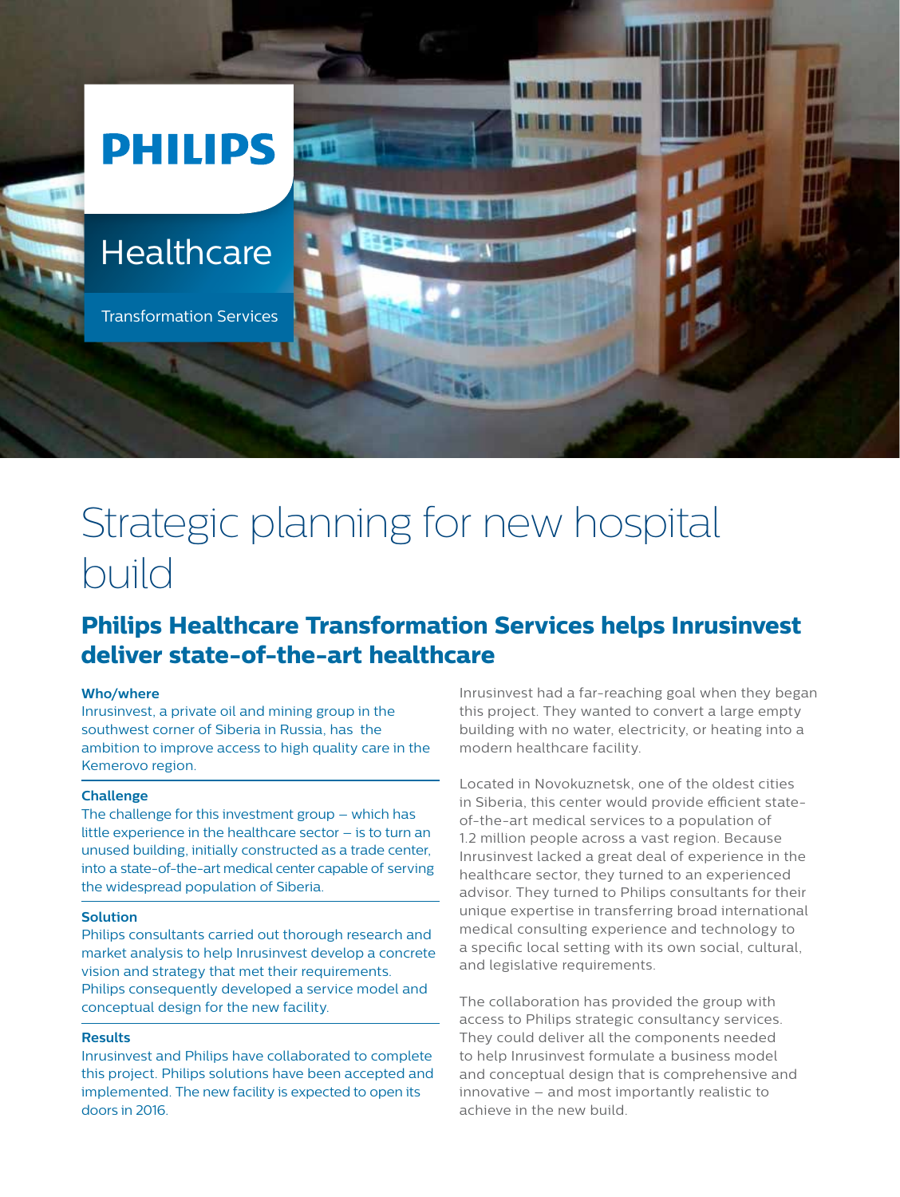PHILIPS

Healthcare

Transformation Services

# Strategic planning for new hospital build

## Philips Healthcare Transformation Services helps Inrusinvest deliver state-of-the-art healthcare

**Who/where**

Inrusinvest, a private oil and mining group in the southwest corner of Siberia in Russia, has the ambition to improve access to high quality care in the Kemerovo region.

**Challenge**

The challenge for this investment group – which has little experience in the healthcare sector – is to turn an unused building, initially constructed as a trade center, into a state-of-the-art medical center capable of serving the widespread population of Siberia.

**Solution**

Philips consultants carried out thorough research and market analysis to help Inrusinvest develop a concrete vision and strategy that met their requirements. Philips consequently developed a service model and conceptual design for the new facility.

**Results**

Inrusinvest and Philips have collaborated to complete this project. Philips solutions have been accepted and implemented. The new facility is expected to open its doors in 2016.

Inrusinvest had a far-reaching goal when they began this project. They wanted to convert a large empty building with no water, electricity, or heating into a modern healthcare facility.

Located in Novokuznetsk, one of the oldest cities in Siberia, this center would provide efficient state-of-the-art medical services to a population of 1.2 million people across a vast region. Because Inrusinvest lacked a great deal of experience in the healthcare sector, they turned to an experienced advisor. They turned to Philips consultants for their unique expertise in transferring broad international medical consulting experience and technology to a specific local setting with its own social, cultural, and legislative requirements.

The collaboration has provided the group with access to Philips strategic consultancy services. They could deliver all the components needed to help Inrusinvest formulate a business model and conceptual design that is comprehensive and innovative – and most importantly realistic to achieve in the new build.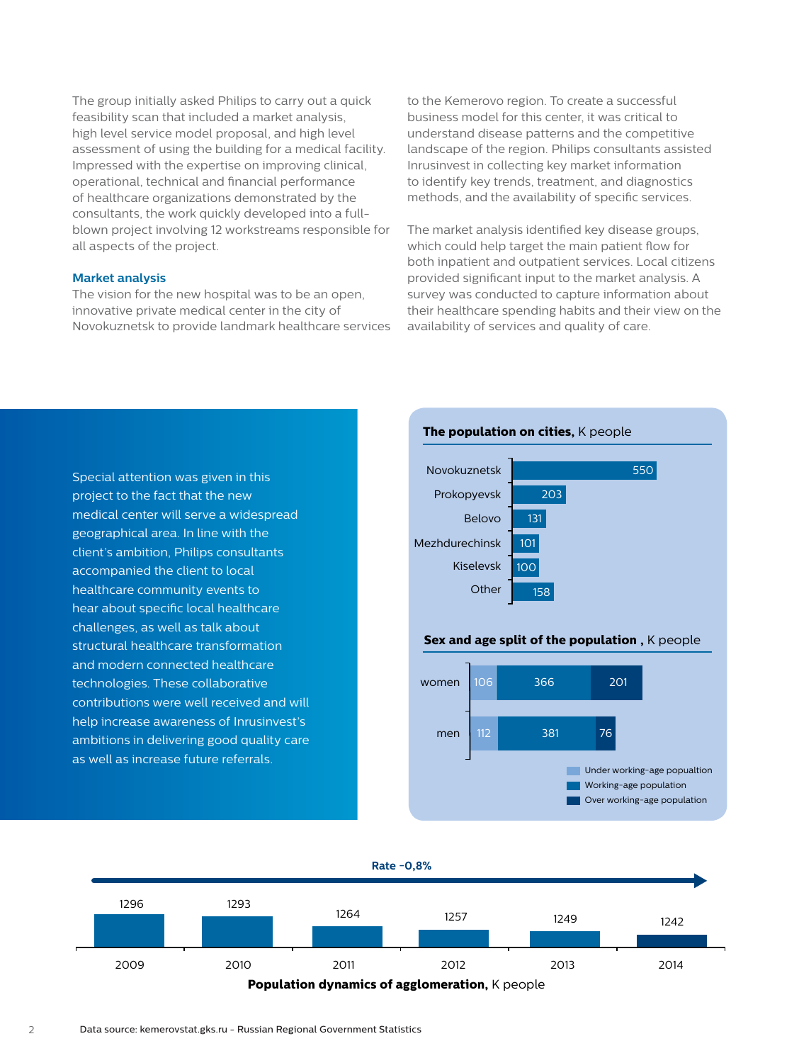The group initially asked Philips to carry out a quick feasibility scan that included a market analysis, high level service model proposal, and high level assessment of using the building for a medical facility. Impressed with the expertise on improving clinical, operational, technical and financial performance of healthcare organizations demonstrated by the consultants, the work quickly developed into a full-blown project involving 12 workstreams responsible for all aspects of the project.

### Market analysis

The vision for the new hospital was to be an open, innovative private medical center in the city of Novokuznetsk to provide landmark healthcare services to the Kemerovo region. To create a successful business model for this center, it was critical to understand disease patterns and the competitive landscape of the region. Philips consultants assisted Inrusinvest in collecting key market information to identify key trends, treatment, and diagnostics methods, and the availability of specific services.

The market analysis identified key disease groups, which could help target the main patient flow for both inpatient and outpatient services. Local citizens provided significant input to the market analysis. A survey was conducted to capture information about their healthcare spending habits and their view on the availability of services and quality of care.

Special attention was given in this project to the fact that the new medical center will serve a widespread geographical area. In line with the client's ambition, Philips consultants accompanied the client to local healthcare community events to hear about specific local healthcare challenges, as well as talk about structural healthcare transformation and modern connected healthcare technologies. These collaborative contributions were well received and will help increase awareness of Inrusinvest's ambitions in delivering good quality care as well as increase future referrals.

**The population on cities,** K people

| City | K people |
|---|---|
| Novokuznetsk | 550 |
| Prokopyevsk | 203 |
| Belovo | 131 |
| Mezhdurechinsk | 101 |
| Kiselevsk | 100 |
| Other | 158 |

**Sex and age split of the population ,** K people

| | Under working-age popualtion | Working-age population | Over working-age population |
|---|---|---|---|
| women | 106 | 366 | 201 |
| men | 112 | 381 | 76 |

**Rate -0,8%**

| 2009 | 2010 | 2011 | 2012 | 2013 | 2014 |
|---|---|---|---|---|---|
| 1296 | 1293 | 1264 | 1257 | 1249 | 1242 |

**Population dynamics of agglomeration,** K people

Data source: kemerovstat.gks.ru - Russian Regional Government Statistics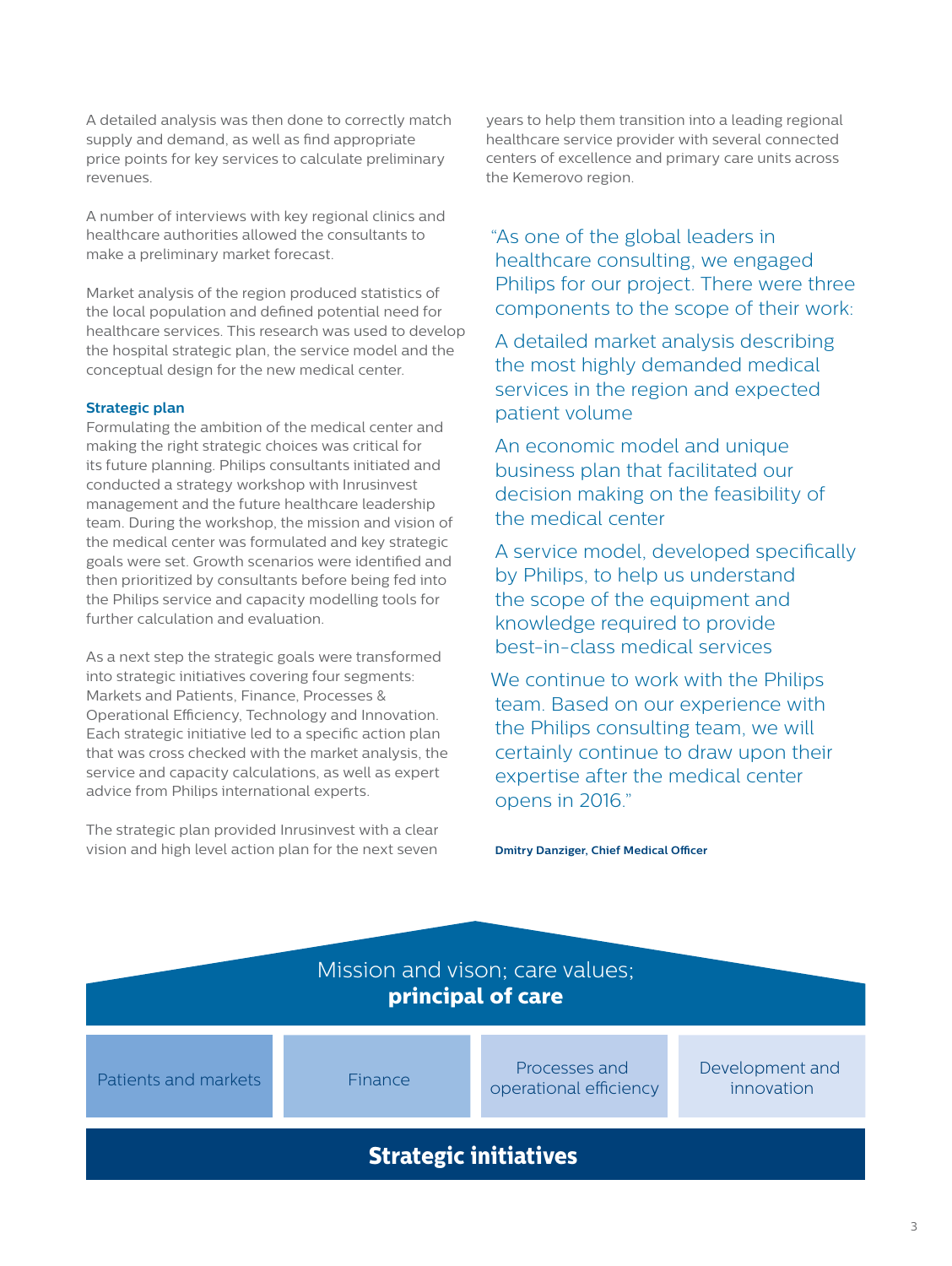A detailed analysis was then done to correctly match supply and demand, as well as find appropriate price points for key services to calculate preliminary revenues.

A number of interviews with key regional clinics and healthcare authorities allowed the consultants to make a preliminary market forecast.

Market analysis of the region produced statistics of the local population and defined potential need for healthcare services. This research was used to develop the hospital strategic plan, the service model and the conceptual design for the new medical center.

**Strategic plan**

Formulating the ambition of the medical center and making the right strategic choices was critical for its future planning. Philips consultants initiated and conducted a strategy workshop with Inrusinvest management and the future healthcare leadership team. During the workshop, the mission and vision of the medical center was formulated and key strategic goals were set. Growth scenarios were identified and then prioritized by consultants before being fed into the Philips service and capacity modelling tools for further calculation and evaluation.

As a next step the strategic goals were transformed into strategic initiatives covering four segments: Markets and Patients, Finance, Processes & Operational Efficiency, Technology and Innovation. Each strategic initiative led to a specific action plan that was cross checked with the market analysis, the service and capacity calculations, as well as expert advice from Philips international experts.

The strategic plan provided Inrusinvest with a clear vision and high level action plan for the next seven years to help them transition into a leading regional healthcare service provider with several connected centers of excellence and primary care units across the Kemerovo region.

> "As one of the global leaders in healthcare consulting, we engaged Philips for our project. There were three components to the scope of their work:
>
> A detailed market analysis describing the most highly demanded medical services in the region and expected patient volume
>
> An economic model and unique business plan that facilitated our decision making on the feasibility of the medical center
>
> A service model, developed specifically by Philips, to help us understand the scope of the equipment and knowledge required to provide best-in-class medical services
>
> We continue to work with the Philips team. Based on our experience with the Philips consulting team, we will certainly continue to draw upon their expertise after the medical center opens in 2016."

**Dmitry Danziger, Chief Medical Officer**

Mission and vison; care values;
**principal of care**

| Patients and markets | Finance | Processes and operational efficiency | Development and innovation |
|---|---|---|---|

**Strategic initiatives**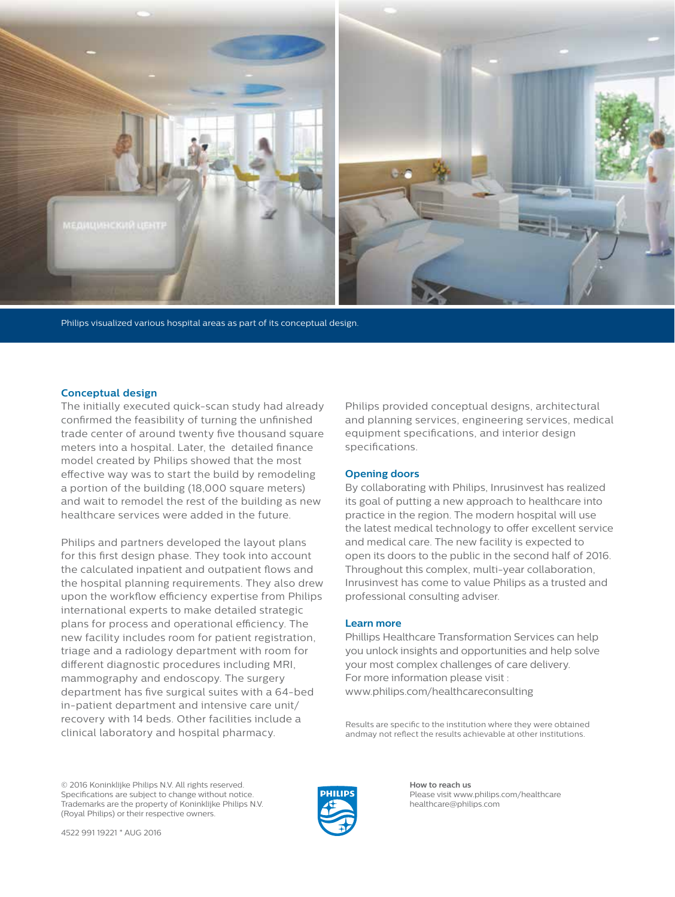Philips visualized various hospital areas as part of its conceptual design.

## Conceptual design

The initially executed quick-scan study had already confirmed the feasibility of turning the unfinished trade center of around twenty five thousand square meters into a hospital. Later, the detailed finance model created by Philips showed that the most effective way was to start the build by remodeling a portion of the building (18,000 square meters) and wait to remodel the rest of the building as new healthcare services were added in the future.

Philips and partners developed the layout plans for this first design phase. They took into account the calculated inpatient and outpatient flows and the hospital planning requirements. They also drew upon the workflow efficiency expertise from Philips international experts to make detailed strategic plans for process and operational efficiency. The new facility includes room for patient registration, triage and a radiology department with room for different diagnostic procedures including MRI, mammography and endoscopy. The surgery department has five surgical suites with a 64-bed in-patient department and intensive care unit/recovery with 14 beds. Other facilities include a clinical laboratory and hospital pharmacy.

Philips provided conceptual designs, architectural and planning services, engineering services, medical equipment specifications, and interior design specifications.

## Opening doors

By collaborating with Philips, Inrusinvest has realized its goal of putting a new approach to healthcare into practice in the region. The modern hospital will use the latest medical technology to offer excellent service and medical care. The new facility is expected to open its doors to the public in the second half of 2016. Throughout this complex, multi-year collaboration, Inrusinvest has come to value Philips as a trusted and professional consulting adviser.

## Learn more

Phillips Healthcare Transformation Services can help you unlock insights and opportunities and help solve your most complex challenges of care delivery.
For more information please visit :
www.philips.com/healthcareconsulting

Results are specific to the institution where they were obtained andmay not reflect the results achievable at other institutions.

© 2016 Koninklijke Philips N.V. All rights reserved.
Specifications are subject to change without notice.
Trademarks are the property of Koninklijke Philips N.V. (Royal Philips) or their respective owners.

4522 991 19221 * AUG 2016

**How to reach us**
Please visit www.philips.com/healthcare
healthcare@philips.com